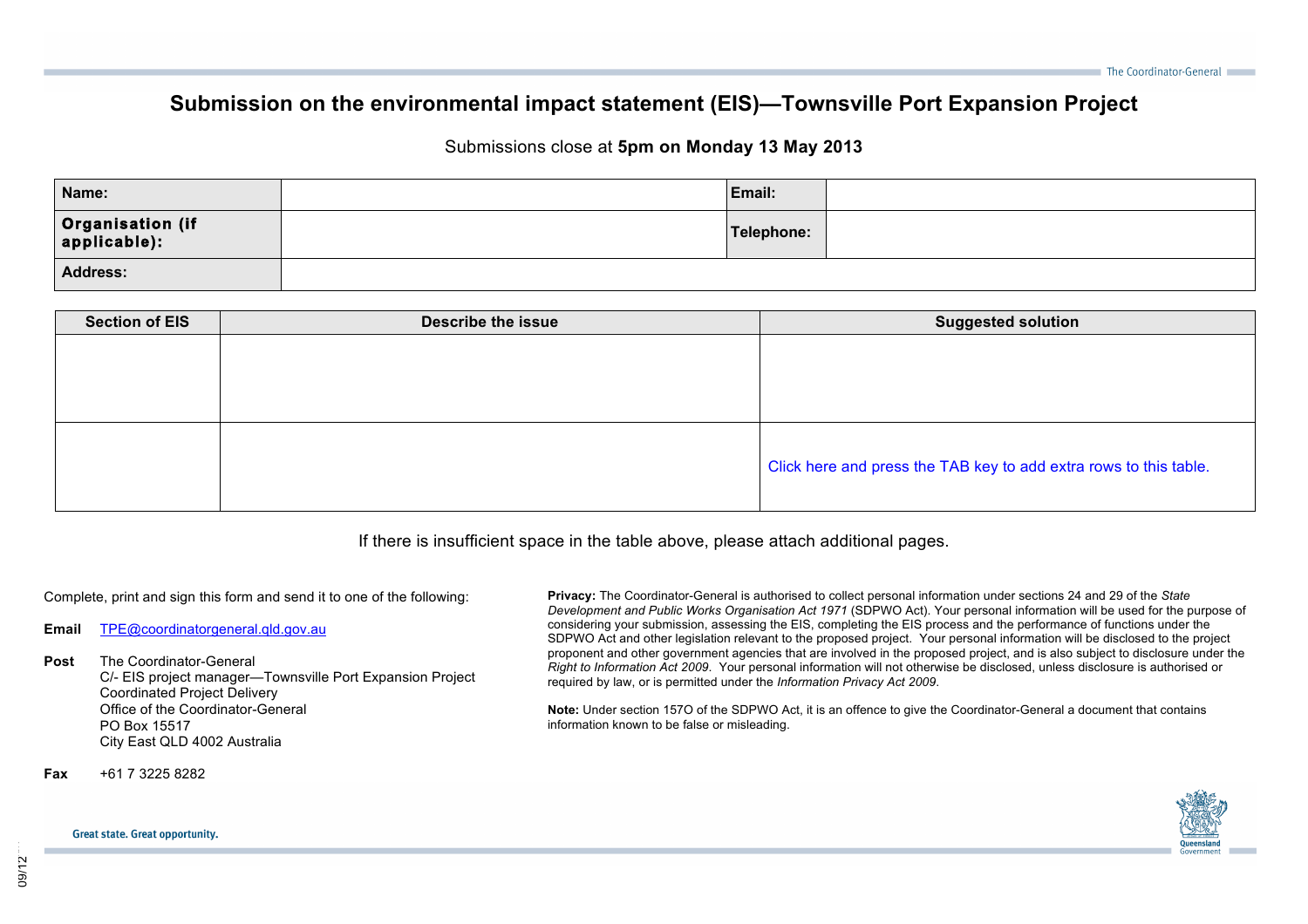# Submission on the environmental impact statement (EIS)—Townsville Port Expansion Project

Submissions close at **5pm on Monday 13 May 2013**

| **Name:** | | **Email:** | |
|---|---|---|---|
| **Organisation (if applicable):** | | **Telephone:** | |
| **Address:** | | | |

| Section of EIS | Describe the issue | Suggested solution |
|---|---|---|
| | | |
| | | Click here and press the TAB key to add extra rows to this table. |

If there is insufficient space in the table above, please attach additional pages.

Complete, print and sign this form and send it to one of the following:

**Email** TPE@coordinatorgeneral.qld.gov.au

**Post** The Coordinator-General
C/- EIS project manager—Townsville Port Expansion Project
Coordinated Project Delivery
Office of the Coordinator-General
PO Box 15517
City East QLD 4002 Australia

**Fax** +61 7 3225 8282

**Privacy:** The Coordinator-General is authorised to collect personal information under sections 24 and 29 of the *State Development and Public Works Organisation Act 1971* (SDPWO Act). Your personal information will be used for the purpose of considering your submission, assessing the EIS, completing the EIS process and the performance of functions under the SDPWO Act and other legislation relevant to the proposed project. Your personal information will be disclosed to the project proponent and other government agencies that are involved in the proposed project, and is also subject to disclosure under the *Right to Information Act 2009*. Your personal information will not otherwise be disclosed, unless disclosure is authorised or required by law, or is permitted under the *Information Privacy Act 2009*.

**Note:** Under section 157O of the SDPWO Act, it is an offence to give the Coordinator-General a document that contains information known to be false or misleading.

Great state. Great opportunity.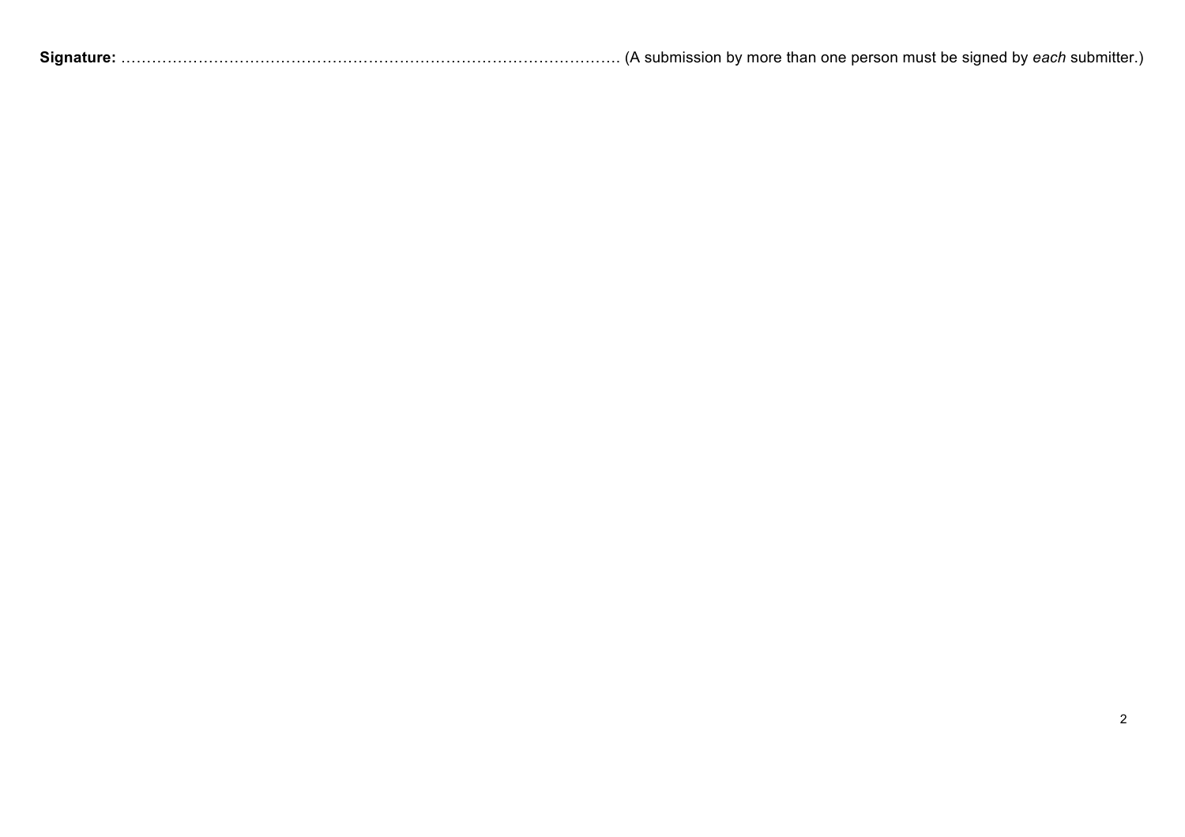**Signature:** ………………………………………………………………………………………. (A submission by more than one person must be signed by *each* submitter.)